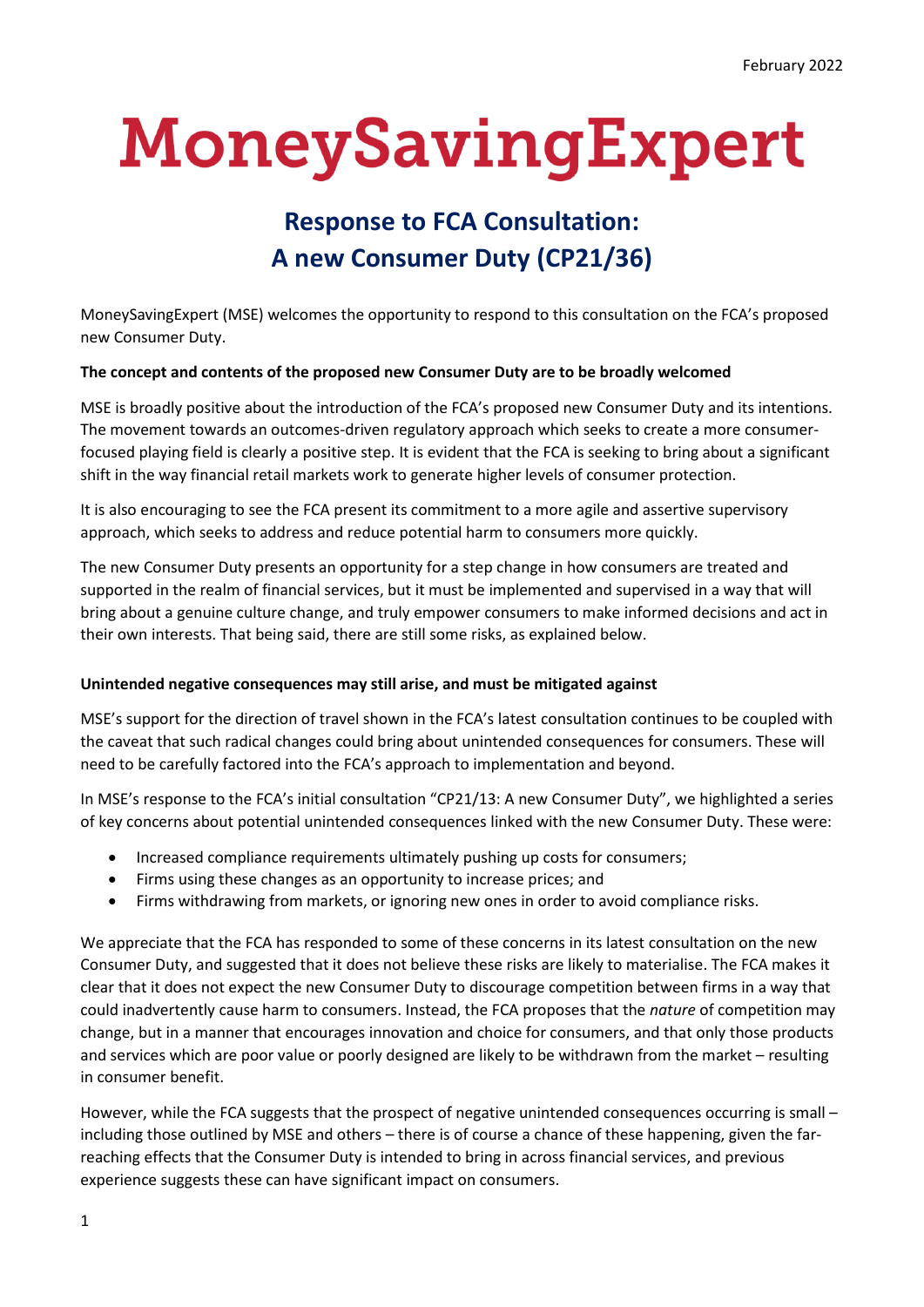February 2022

# MoneySavingExpert

## Response to FCA Consultation: A new Consumer Duty (CP21/36)

MoneySavingExpert (MSE) welcomes the opportunity to respond to this consultation on the FCA's proposed new Consumer Duty.

**The concept and contents of the proposed new Consumer Duty are to be broadly welcomed**

MSE is broadly positive about the introduction of the FCA's proposed new Consumer Duty and its intentions. The movement towards an outcomes-driven regulatory approach which seeks to create a more consumer-focused playing field is clearly a positive step. It is evident that the FCA is seeking to bring about a significant shift in the way financial retail markets work to generate higher levels of consumer protection.

It is also encouraging to see the FCA present its commitment to a more agile and assertive supervisory approach, which seeks to address and reduce potential harm to consumers more quickly.

The new Consumer Duty presents an opportunity for a step change in how consumers are treated and supported in the realm of financial services, but it must be implemented and supervised in a way that will bring about a genuine culture change, and truly empower consumers to make informed decisions and act in their own interests. That being said, there are still some risks, as explained below.

**Unintended negative consequences may still arise, and must be mitigated against**

MSE's support for the direction of travel shown in the FCA's latest consultation continues to be coupled with the caveat that such radical changes could bring about unintended consequences for consumers. These will need to be carefully factored into the FCA's approach to implementation and beyond.

In MSE's response to the FCA's initial consultation "CP21/13: A new Consumer Duty", we highlighted a series of key concerns about potential unintended consequences linked with the new Consumer Duty. These were:

- Increased compliance requirements ultimately pushing up costs for consumers;
- Firms using these changes as an opportunity to increase prices; and
- Firms withdrawing from markets, or ignoring new ones in order to avoid compliance risks.

We appreciate that the FCA has responded to some of these concerns in its latest consultation on the new Consumer Duty, and suggested that it does not believe these risks are likely to materialise. The FCA makes it clear that it does not expect the new Consumer Duty to discourage competition between firms in a way that could inadvertently cause harm to consumers. Instead, the FCA proposes that the *nature* of competition may change, but in a manner that encourages innovation and choice for consumers, and that only those products and services which are poor value or poorly designed are likely to be withdrawn from the market – resulting in consumer benefit.

However, while the FCA suggests that the prospect of negative unintended consequences occurring is small – including those outlined by MSE and others – there is of course a chance of these happening, given the far-reaching effects that the Consumer Duty is intended to bring in across financial services, and previous experience suggests these can have significant impact on consumers.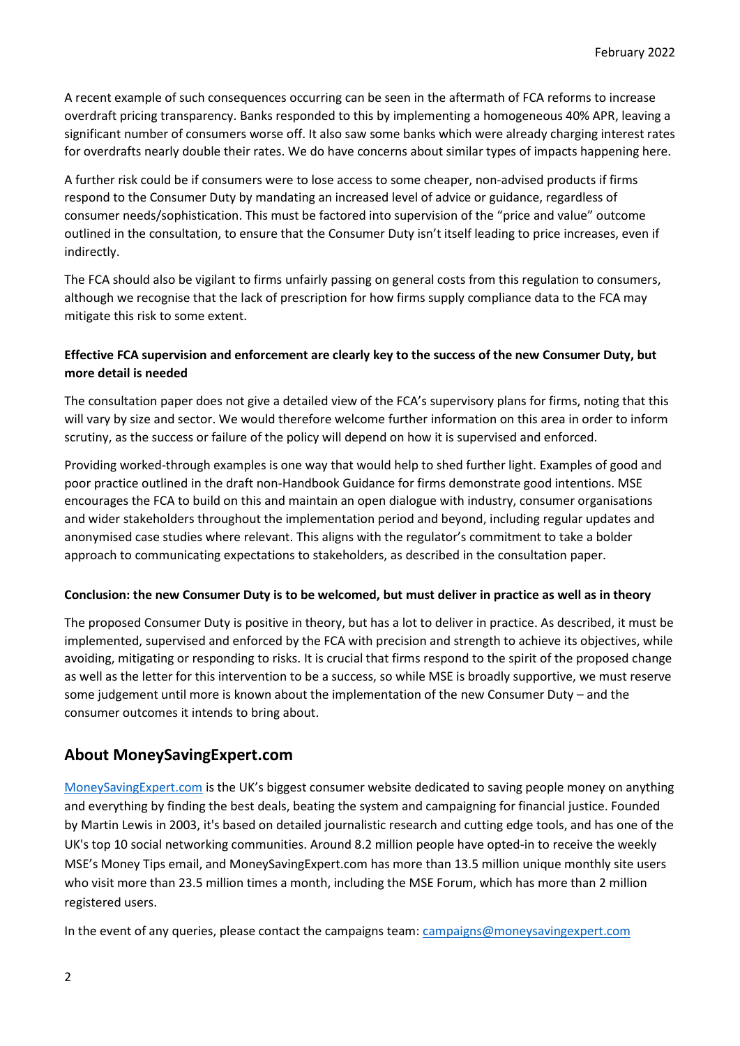A recent example of such consequences occurring can be seen in the aftermath of FCA reforms to increase overdraft pricing transparency. Banks responded to this by implementing a homogeneous 40% APR, leaving a significant number of consumers worse off. It also saw some banks which were already charging interest rates for overdrafts nearly double their rates. We do have concerns about similar types of impacts happening here.

A further risk could be if consumers were to lose access to some cheaper, non-advised products if firms respond to the Consumer Duty by mandating an increased level of advice or guidance, regardless of consumer needs/sophistication. This must be factored into supervision of the "price and value" outcome outlined in the consultation, to ensure that the Consumer Duty isn't itself leading to price increases, even if indirectly.

The FCA should also be vigilant to firms unfairly passing on general costs from this regulation to consumers, although we recognise that the lack of prescription for how firms supply compliance data to the FCA may mitigate this risk to some extent.

**Effective FCA supervision and enforcement are clearly key to the success of the new Consumer Duty, but more detail is needed**

The consultation paper does not give a detailed view of the FCA's supervisory plans for firms, noting that this will vary by size and sector. We would therefore welcome further information on this area in order to inform scrutiny, as the success or failure of the policy will depend on how it is supervised and enforced.

Providing worked-through examples is one way that would help to shed further light. Examples of good and poor practice outlined in the draft non-Handbook Guidance for firms demonstrate good intentions. MSE encourages the FCA to build on this and maintain an open dialogue with industry, consumer organisations and wider stakeholders throughout the implementation period and beyond, including regular updates and anonymised case studies where relevant. This aligns with the regulator's commitment to take a bolder approach to communicating expectations to stakeholders, as described in the consultation paper.

**Conclusion: the new Consumer Duty is to be welcomed, but must deliver in practice as well as in theory**

The proposed Consumer Duty is positive in theory, but has a lot to deliver in practice. As described, it must be implemented, supervised and enforced by the FCA with precision and strength to achieve its objectives, while avoiding, mitigating or responding to risks. It is crucial that firms respond to the spirit of the proposed change as well as the letter for this intervention to be a success, so while MSE is broadly supportive, we must reserve some judgement until more is known about the implementation of the new Consumer Duty – and the consumer outcomes it intends to bring about.

## About MoneySavingExpert.com

MoneySavingExpert.com is the UK's biggest consumer website dedicated to saving people money on anything and everything by finding the best deals, beating the system and campaigning for financial justice. Founded by Martin Lewis in 2003, it's based on detailed journalistic research and cutting edge tools, and has one of the UK's top 10 social networking communities. Around 8.2 million people have opted-in to receive the weekly MSE's Money Tips email, and MoneySavingExpert.com has more than 13.5 million unique monthly site users who visit more than 23.5 million times a month, including the MSE Forum, which has more than 2 million registered users.

In the event of any queries, please contact the campaigns team: campaigns@moneysavingexpert.com